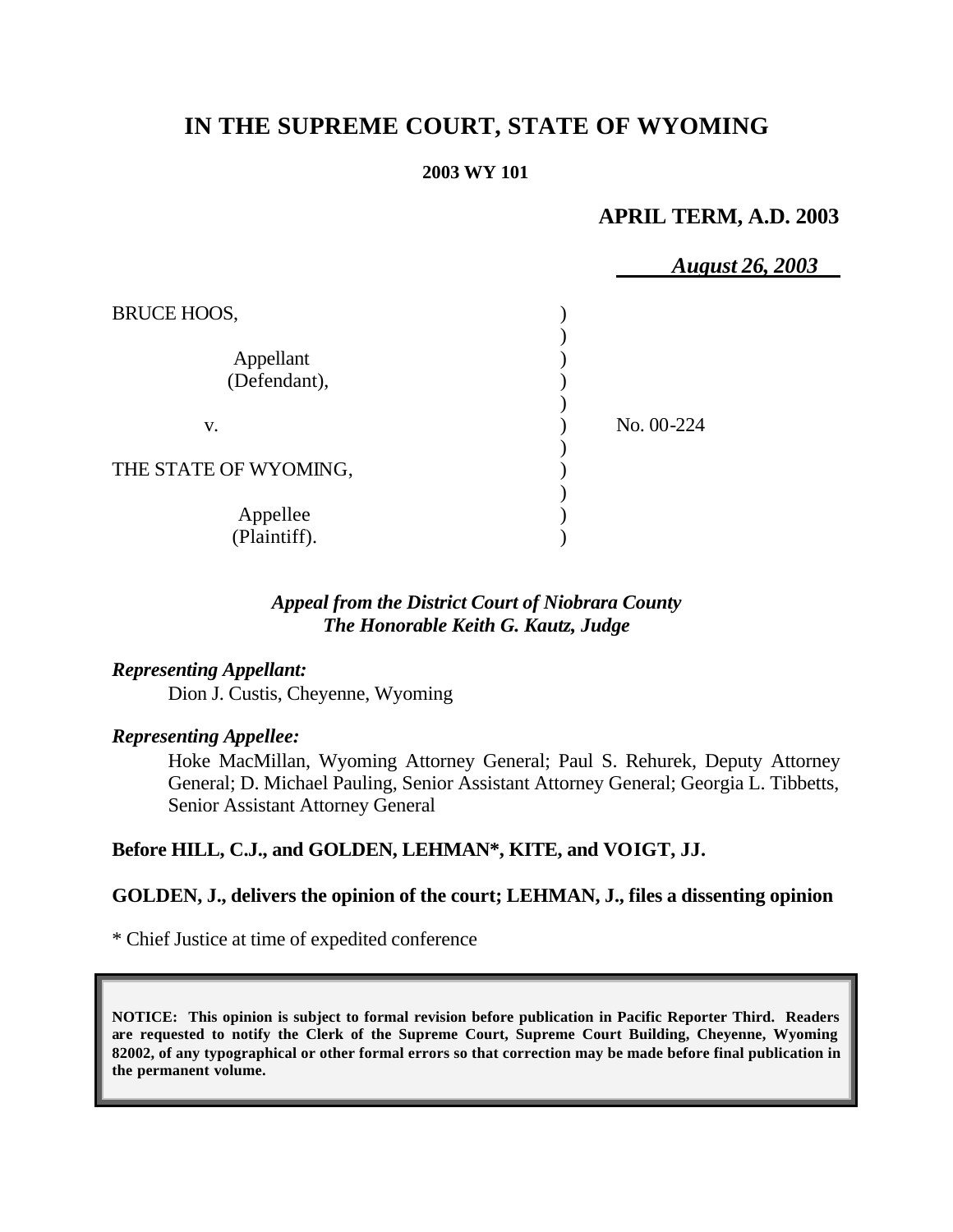# IN THE SUPREME COURT, STATE OF WYOMING

**2003 WY 101**

**APRIL TERM, A.D. 2003**

***August 26, 2003***

| | | |
|---|---|---|
| BRUCE HOOS, | ) | |
| | ) | |
| Appellant | ) | |
| (Defendant), | ) | |
| | ) | |
| v. | ) | No. 00-224 |
| | ) | |
| THE STATE OF WYOMING, | ) | |
| | ) | |
| Appellee | ) | |
| (Plaintiff). | ) | |

***Appeal from the District Court of Niobrara County***
***The Honorable Keith G. Kautz, Judge***

***Representing Appellant:***

Dion J. Custis, Cheyenne, Wyoming

***Representing Appellee:***

Hoke MacMillan, Wyoming Attorney General; Paul S. Rehurek, Deputy Attorney General; D. Michael Pauling, Senior Assistant Attorney General; Georgia L. Tibbetts, Senior Assistant Attorney General

**Before HILL, C.J., and GOLDEN, LEHMAN\*, KITE, and VOIGT, JJ.**

**GOLDEN, J., delivers the opinion of the court; LEHMAN, J., files a dissenting opinion**

\* Chief Justice at time of expedited conference

**NOTICE: This opinion is subject to formal revision before publication in Pacific Reporter Third. Readers are requested to notify the Clerk of the Supreme Court, Supreme Court Building, Cheyenne, Wyoming 82002, of any typographical or other formal errors so that correction may be made before final publication in the permanent volume.**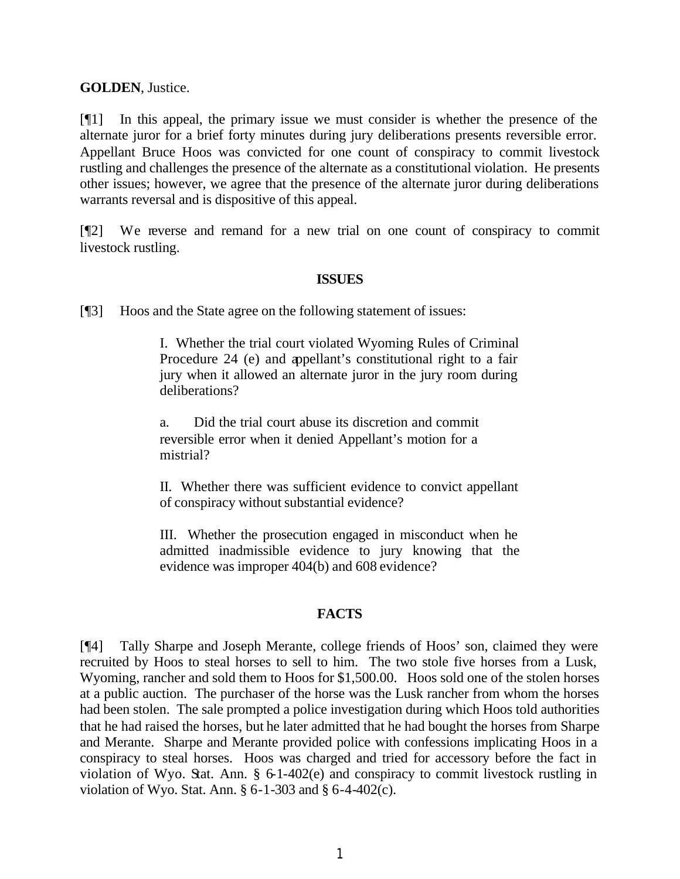**GOLDEN**, Justice.

[¶1] In this appeal, the primary issue we must consider is whether the presence of the alternate juror for a brief forty minutes during jury deliberations presents reversible error. Appellant Bruce Hoos was convicted for one count of conspiracy to commit livestock rustling and challenges the presence of the alternate as a constitutional violation. He presents other issues; however, we agree that the presence of the alternate juror during deliberations warrants reversal and is dispositive of this appeal.

[¶2] We reverse and remand for a new trial on one count of conspiracy to commit livestock rustling.

**ISSUES**

[¶3] Hoos and the State agree on the following statement of issues:

> I. Whether the trial court violated Wyoming Rules of Criminal Procedure 24 (e) and appellant's constitutional right to a fair jury when it allowed an alternate juror in the jury room during deliberations?
>
> a. Did the trial court abuse its discretion and commit reversible error when it denied Appellant's motion for a mistrial?
>
> II. Whether there was sufficient evidence to convict appellant of conspiracy without substantial evidence?
>
> III. Whether the prosecution engaged in misconduct when he admitted inadmissible evidence to jury knowing that the evidence was improper 404(b) and 608 evidence?

**FACTS**

[¶4] Tally Sharpe and Joseph Merante, college friends of Hoos' son, claimed they were recruited by Hoos to steal horses to sell to him. The two stole five horses from a Lusk, Wyoming, rancher and sold them to Hoos for $1,500.00. Hoos sold one of the stolen horses at a public auction. The purchaser of the horse was the Lusk rancher from whom the horses had been stolen. The sale prompted a police investigation during which Hoos told authorities that he had raised the horses, but he later admitted that he had bought the horses from Sharpe and Merante. Sharpe and Merante provided police with confessions implicating Hoos in a conspiracy to steal horses. Hoos was charged and tried for accessory before the fact in violation of Wyo. Stat. Ann. § 6-1-402(e) and conspiracy to commit livestock rustling in violation of Wyo. Stat. Ann. § 6-1-303 and § 6-4-402(c).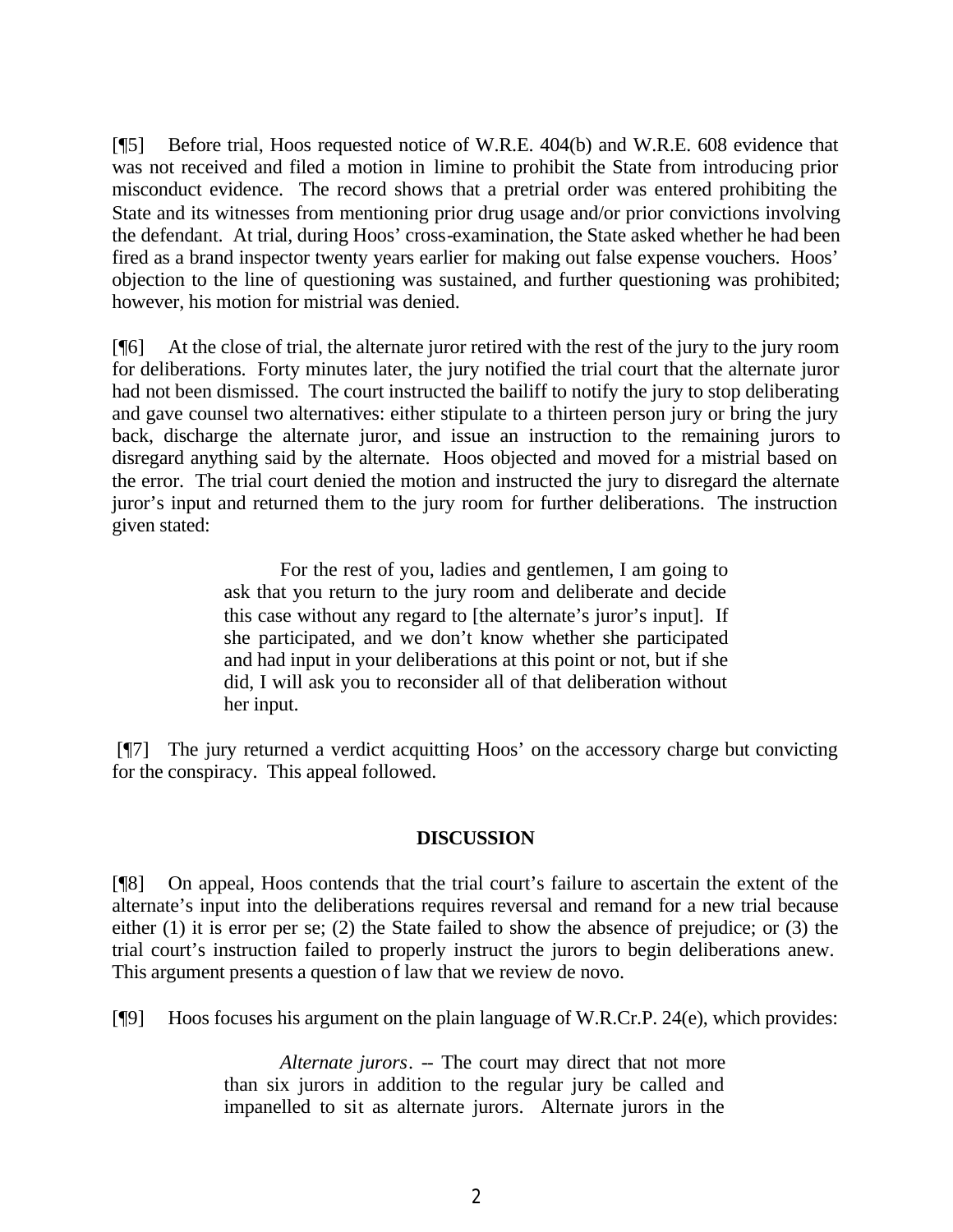[¶5] Before trial, Hoos requested notice of W.R.E. 404(b) and W.R.E. 608 evidence that was not received and filed a motion in limine to prohibit the State from introducing prior misconduct evidence. The record shows that a pretrial order was entered prohibiting the State and its witnesses from mentioning prior drug usage and/or prior convictions involving the defendant. At trial, during Hoos' cross-examination, the State asked whether he had been fired as a brand inspector twenty years earlier for making out false expense vouchers. Hoos' objection to the line of questioning was sustained, and further questioning was prohibited; however, his motion for mistrial was denied.

[¶6] At the close of trial, the alternate juror retired with the rest of the jury to the jury room for deliberations. Forty minutes later, the jury notified the trial court that the alternate juror had not been dismissed. The court instructed the bailiff to notify the jury to stop deliberating and gave counsel two alternatives: either stipulate to a thirteen person jury or bring the jury back, discharge the alternate juror, and issue an instruction to the remaining jurors to disregard anything said by the alternate. Hoos objected and moved for a mistrial based on the error. The trial court denied the motion and instructed the jury to disregard the alternate juror's input and returned them to the jury room for further deliberations. The instruction given stated:

> For the rest of you, ladies and gentlemen, I am going to ask that you return to the jury room and deliberate and decide this case without any regard to [the alternate's juror's input]. If she participated, and we don't know whether she participated and had input in your deliberations at this point or not, but if she did, I will ask you to reconsider all of that deliberation without her input.

[¶7] The jury returned a verdict acquitting Hoos' on the accessory charge but convicting for the conspiracy. This appeal followed.

## DISCUSSION

[¶8] On appeal, Hoos contends that the trial court's failure to ascertain the extent of the alternate's input into the deliberations requires reversal and remand for a new trial because either (1) it is error per se; (2) the State failed to show the absence of prejudice; or (3) the trial court's instruction failed to properly instruct the jurors to begin deliberations anew. This argument presents a question of law that we review de novo.

[¶9] Hoos focuses his argument on the plain language of W.R.Cr.P. 24(e), which provides:

> *Alternate jurors*. -- The court may direct that not more than six jurors in addition to the regular jury be called and impanelled to sit as alternate jurors. Alternate jurors in the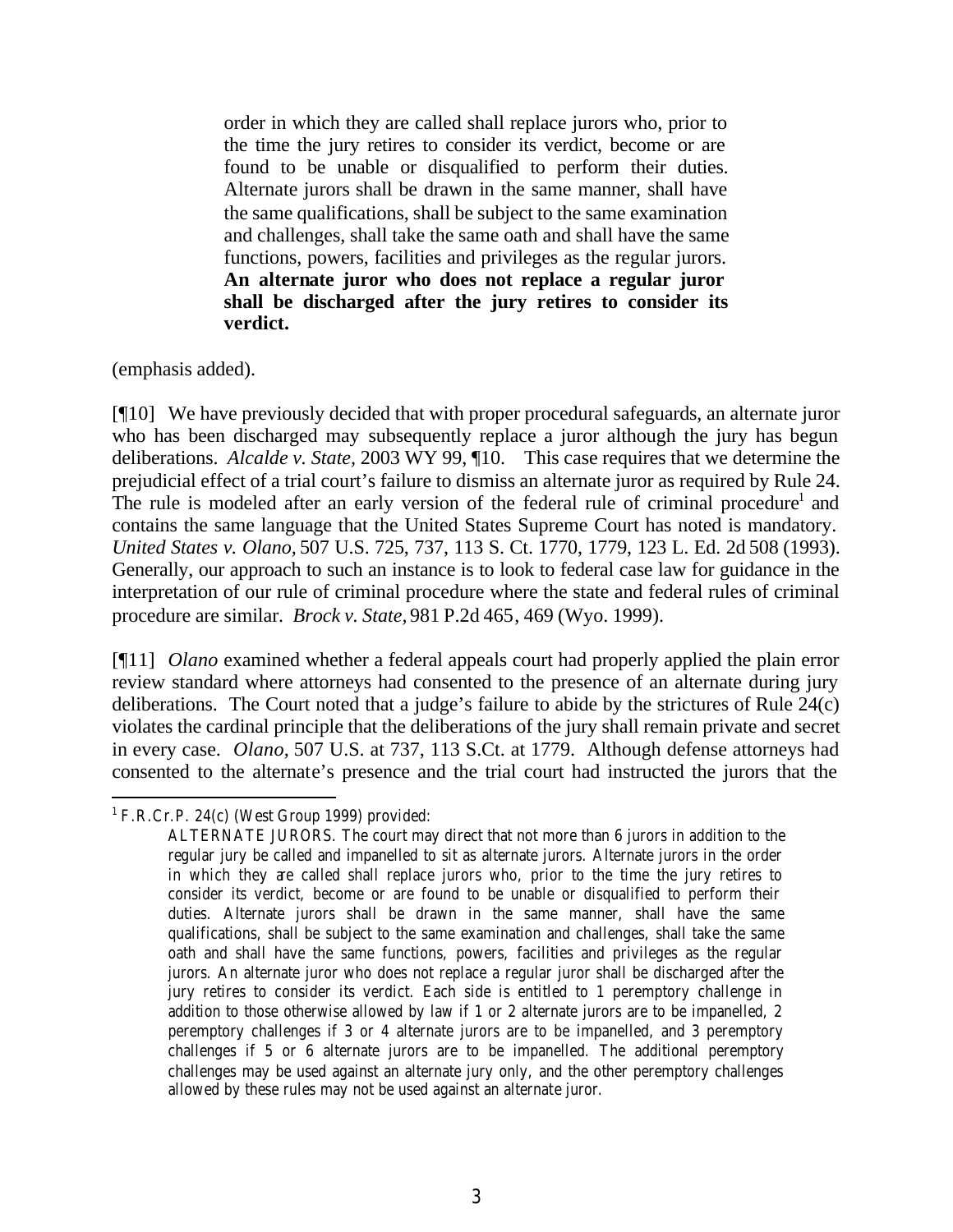> order in which they are called shall replace jurors who, prior to the time the jury retires to consider its verdict, become or are found to be unable or disqualified to perform their duties. Alternate jurors shall be drawn in the same manner, shall have the same qualifications, shall be subject to the same examination and challenges, shall take the same oath and shall have the same functions, powers, facilities and privileges as the regular jurors. **An alternate juror who does not replace a regular juror shall be discharged after the jury retires to consider its verdict.**

(emphasis added).

[¶10] We have previously decided that with proper procedural safeguards, an alternate juror who has been discharged may subsequently replace a juror although the jury has begun deliberations. *Alcalde v. State,* 2003 WY 99, ¶10. This case requires that we determine the prejudicial effect of a trial court's failure to dismiss an alternate juror as required by Rule 24. The rule is modeled after an early version of the federal rule of criminal procedure[1] and contains the same language that the United States Supreme Court has noted is mandatory. *United States v. Olano,* 507 U.S. 725, 737, 113 S. Ct. 1770, 1779, 123 L. Ed. 2d 508 (1993). Generally, our approach to such an instance is to look to federal case law for guidance in the interpretation of our rule of criminal procedure where the state and federal rules of criminal procedure are similar. *Brock v. State,* 981 P.2d 465, 469 (Wyo. 1999).

[¶11] *Olano* examined whether a federal appeals court had properly applied the plain error review standard where attorneys had consented to the presence of an alternate during jury deliberations. The Court noted that a judge's failure to abide by the strictures of Rule 24(c) violates the cardinal principle that the deliberations of the jury shall remain private and secret in every case. *Olano,* 507 U.S. at 737, 113 S.Ct. at 1779. Although defense attorneys had consented to the alternate's presence and the trial court had instructed the jurors that the

---

[1] F.R.Cr.P. 24(c) (West Group 1999) provided:

> ALTERNATE JURORS. The court may direct that not more than 6 jurors in addition to the regular jury be called and impanelled to sit as alternate jurors. Alternate jurors in the order in which they are called shall replace jurors who, prior to the time the jury retires to consider its verdict, become or are found to be unable or disqualified to perform their duties. Alternate jurors shall be drawn in the same manner, shall have the same qualifications, shall be subject to the same examination and challenges, shall take the same oath and shall have the same functions, powers, facilities and privileges as the regular jurors. An alternate juror who does not replace a regular juror shall be discharged after the jury retires to consider its verdict. Each side is entitled to 1 peremptory challenge in addition to those otherwise allowed by law if 1 or 2 alternate jurors are to be impanelled, 2 peremptory challenges if 3 or 4 alternate jurors are to be impanelled, and 3 peremptory challenges if 5 or 6 alternate jurors are to be impanelled. The additional peremptory challenges may be used against an alternate jury only, and the other peremptory challenges allowed by these rules may not be used against an alternate juror.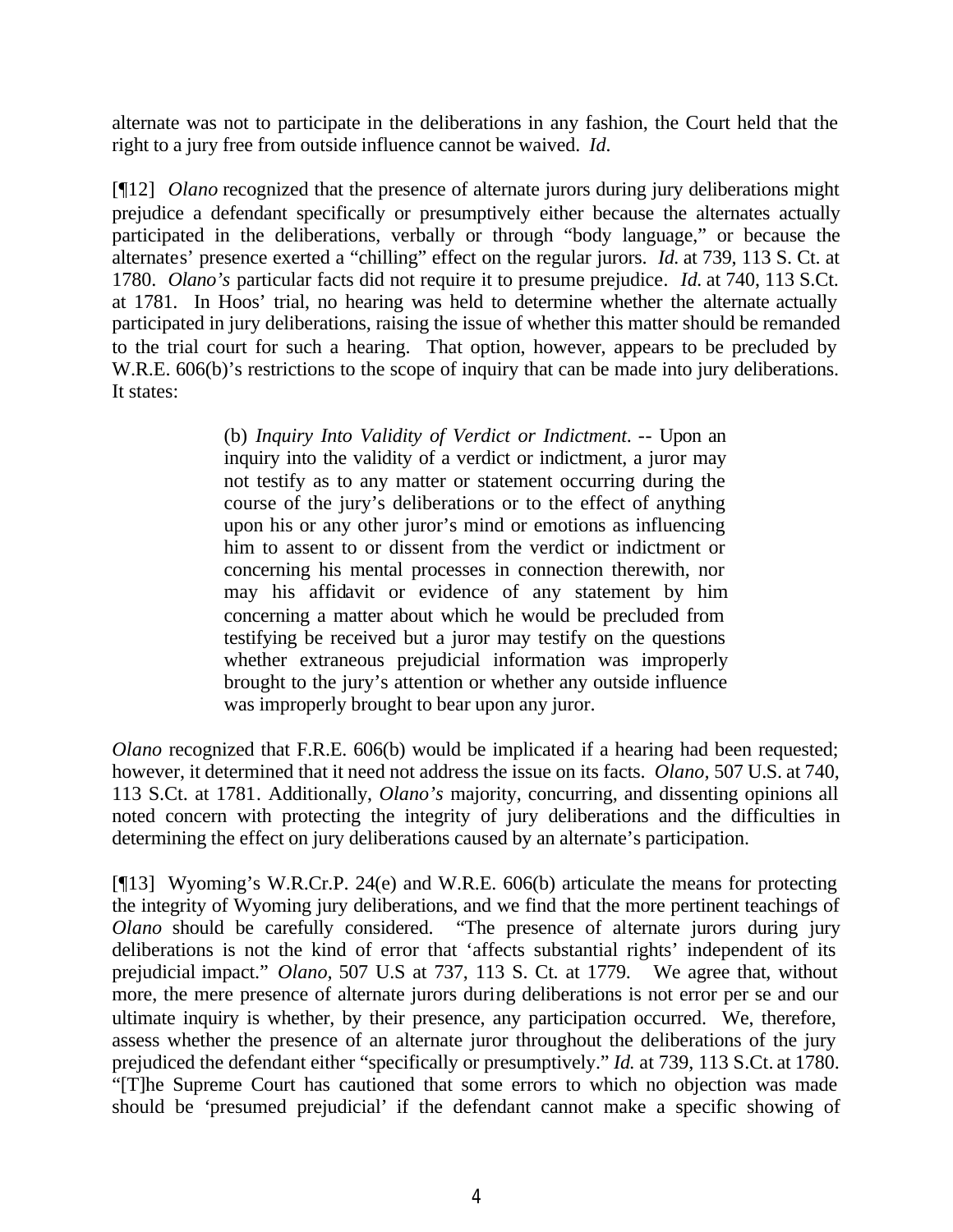alternate was not to participate in the deliberations in any fashion, the Court held that the right to a jury free from outside influence cannot be waived. *Id.*

[¶12] *Olano* recognized that the presence of alternate jurors during jury deliberations might prejudice a defendant specifically or presumptively either because the alternates actually participated in the deliberations, verbally or through "body language," or because the alternates' presence exerted a "chilling" effect on the regular jurors. *Id.* at 739, 113 S. Ct. at 1780. *Olano's* particular facts did not require it to presume prejudice. *Id.* at 740, 113 S.Ct. at 1781. In Hoos' trial, no hearing was held to determine whether the alternate actually participated in jury deliberations, raising the issue of whether this matter should be remanded to the trial court for such a hearing. That option, however, appears to be precluded by W.R.E. 606(b)'s restrictions to the scope of inquiry that can be made into jury deliberations. It states:

> (b) *Inquiry Into Validity of Verdict or Indictment*. -- Upon an inquiry into the validity of a verdict or indictment, a juror may not testify as to any matter or statement occurring during the course of the jury's deliberations or to the effect of anything upon his or any other juror's mind or emotions as influencing him to assent to or dissent from the verdict or indictment or concerning his mental processes in connection therewith, nor may his affidavit or evidence of any statement by him concerning a matter about which he would be precluded from testifying be received but a juror may testify on the questions whether extraneous prejudicial information was improperly brought to the jury's attention or whether any outside influence was improperly brought to bear upon any juror.

*Olano* recognized that F.R.E. 606(b) would be implicated if a hearing had been requested; however, it determined that it need not address the issue on its facts. *Olano*, 507 U.S. at 740, 113 S.Ct. at 1781. Additionally, *Olano's* majority, concurring, and dissenting opinions all noted concern with protecting the integrity of jury deliberations and the difficulties in determining the effect on jury deliberations caused by an alternate's participation.

[¶13] Wyoming's W.R.Cr.P. 24(e) and W.R.E. 606(b) articulate the means for protecting the integrity of Wyoming jury deliberations, and we find that the more pertinent teachings of *Olano* should be carefully considered. "The presence of alternate jurors during jury deliberations is not the kind of error that 'affects substantial rights' independent of its prejudicial impact." *Olano*, 507 U.S at 737, 113 S. Ct. at 1779. We agree that, without more, the mere presence of alternate jurors during deliberations is not error per se and our ultimate inquiry is whether, by their presence, any participation occurred. We, therefore, assess whether the presence of an alternate juror throughout the deliberations of the jury prejudiced the defendant either "specifically or presumptively." *Id.* at 739, 113 S.Ct. at 1780. "[T]he Supreme Court has cautioned that some errors to which no objection was made should be 'presumed prejudicial' if the defendant cannot make a specific showing of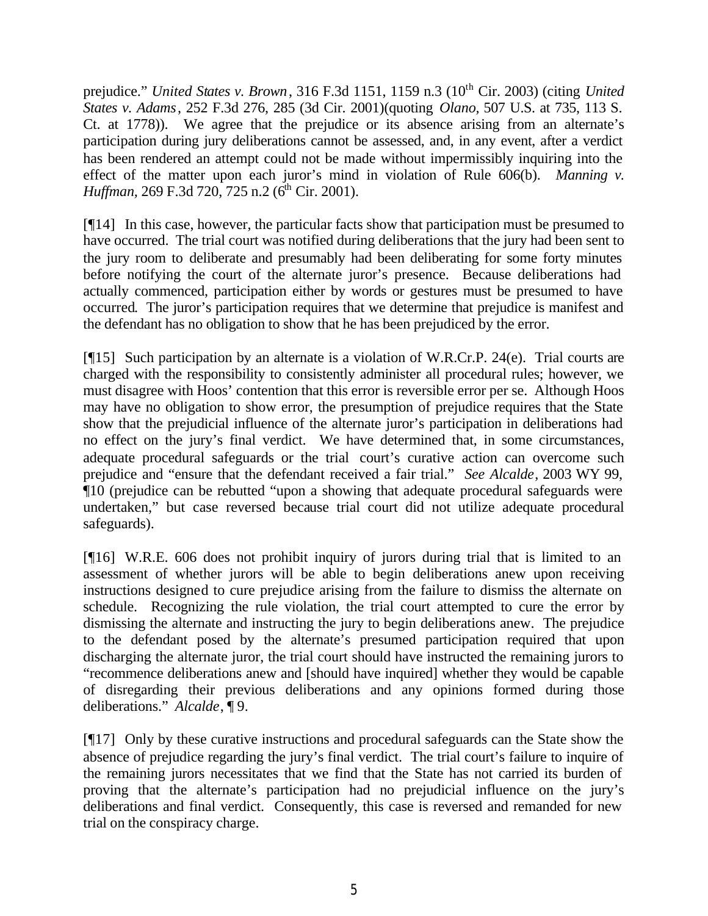prejudice." *United States v. Brown*, 316 F.3d 1151, 1159 n.3 (10th Cir. 2003) (citing *United States v. Adams*, 252 F.3d 276, 285 (3d Cir. 2001)(quoting *Olano*, 507 U.S. at 735, 113 S. Ct. at 1778)). We agree that the prejudice or its absence arising from an alternate's participation during jury deliberations cannot be assessed, and, in any event, after a verdict has been rendered an attempt could not be made without impermissibly inquiring into the effect of the matter upon each juror's mind in violation of Rule 606(b). *Manning v. Huffman*, 269 F.3d 720, 725 n.2 (6th Cir. 2001).

[¶14] In this case, however, the particular facts show that participation must be presumed to have occurred. The trial court was notified during deliberations that the jury had been sent to the jury room to deliberate and presumably had been deliberating for some forty minutes before notifying the court of the alternate juror's presence. Because deliberations had actually commenced, participation either by words or gestures must be presumed to have occurred. The juror's participation requires that we determine that prejudice is manifest and the defendant has no obligation to show that he has been prejudiced by the error.

[¶15] Such participation by an alternate is a violation of W.R.Cr.P. 24(e). Trial courts are charged with the responsibility to consistently administer all procedural rules; however, we must disagree with Hoos' contention that this error is reversible error per se. Although Hoos may have no obligation to show error, the presumption of prejudice requires that the State show that the prejudicial influence of the alternate juror's participation in deliberations had no effect on the jury's final verdict. We have determined that, in some circumstances, adequate procedural safeguards or the trial court's curative action can overcome such prejudice and "ensure that the defendant received a fair trial." *See Alcalde*, 2003 WY 99, ¶10 (prejudice can be rebutted "upon a showing that adequate procedural safeguards were undertaken," but case reversed because trial court did not utilize adequate procedural safeguards).

[¶16] W.R.E. 606 does not prohibit inquiry of jurors during trial that is limited to an assessment of whether jurors will be able to begin deliberations anew upon receiving instructions designed to cure prejudice arising from the failure to dismiss the alternate on schedule. Recognizing the rule violation, the trial court attempted to cure the error by dismissing the alternate and instructing the jury to begin deliberations anew. The prejudice to the defendant posed by the alternate's presumed participation required that upon discharging the alternate juror, the trial court should have instructed the remaining jurors to "recommence deliberations anew and [should have inquired] whether they would be capable of disregarding their previous deliberations and any opinions formed during those deliberations." *Alcalde*, ¶ 9.

[¶17] Only by these curative instructions and procedural safeguards can the State show the absence of prejudice regarding the jury's final verdict. The trial court's failure to inquire of the remaining jurors necessitates that we find that the State has not carried its burden of proving that the alternate's participation had no prejudicial influence on the jury's deliberations and final verdict. Consequently, this case is reversed and remanded for new trial on the conspiracy charge.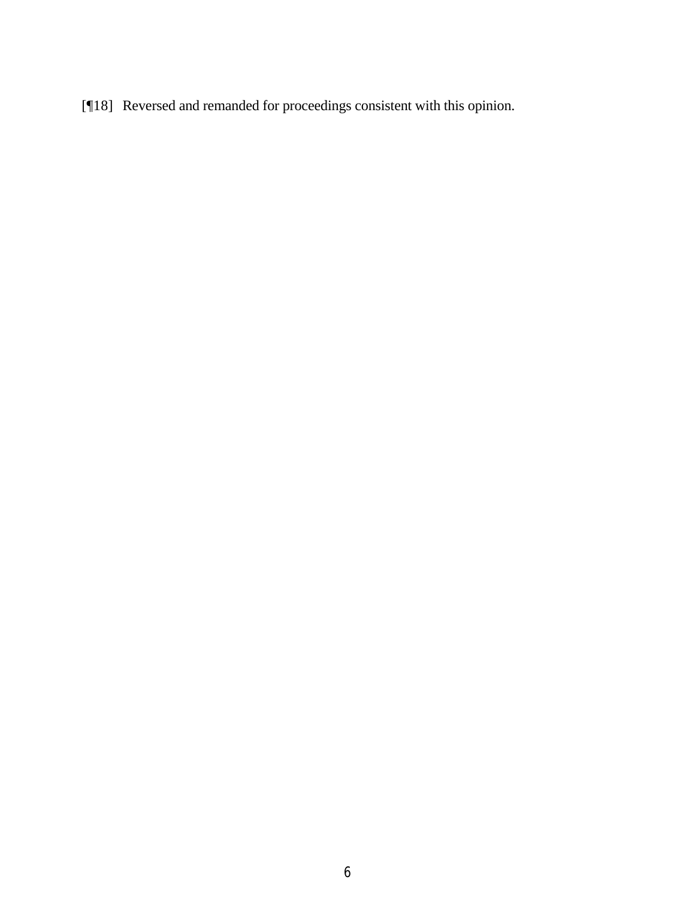[¶18] Reversed and remanded for proceedings consistent with this opinion.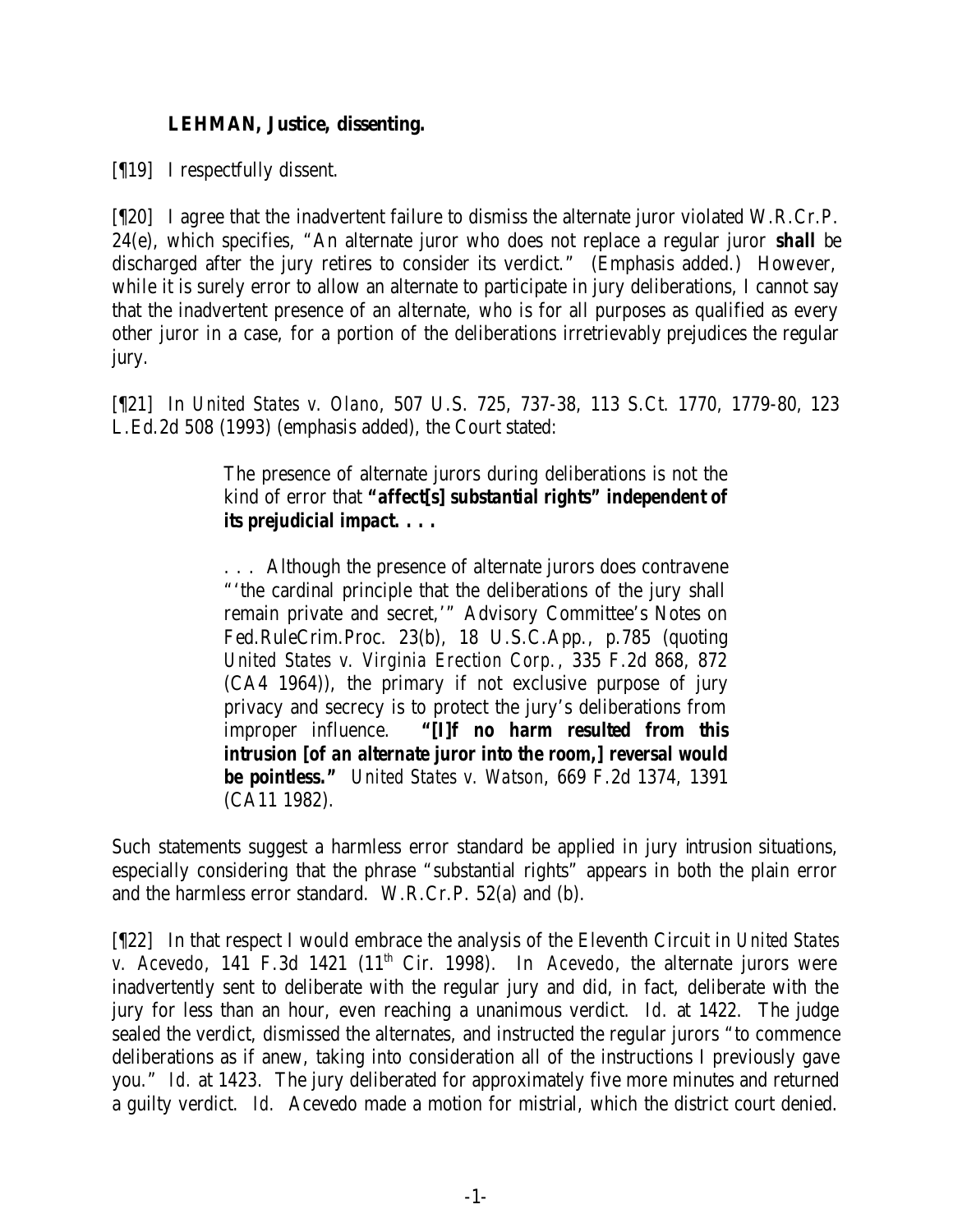**LEHMAN, Justice, dissenting.**

[¶19] I respectfully dissent.

[¶20] I agree that the inadvertent failure to dismiss the alternate juror violated W.R.Cr.P. 24(e), which specifies, "An alternate juror who does not replace a regular juror **shall** be discharged after the jury retires to consider its verdict." (Emphasis added.) However, while it is surely error to allow an alternate to participate in jury deliberations, I cannot say that the inadvertent presence of an alternate, who is for all purposes as qualified as every other juror in a case, for a portion of the deliberations irretrievably prejudices the regular jury.

[¶21] In *United States v. Olano*, 507 U.S. 725, 737-38, 113 S.Ct. 1770, 1779-80, 123 L.Ed.2d 508 (1993) (emphasis added), the Court stated:

> The presence of alternate jurors during deliberations is not the kind of error that **"affect[s] substantial rights" independent of its prejudicial impact. . . .**
>
> . . . Although the presence of alternate jurors does contravene "'the cardinal principle that the deliberations of the jury shall remain private and secret,'" Advisory Committee's Notes on Fed.RuleCrim.Proc. 23(b), 18 U.S.C.App., p.785 (quoting *United States v. Virginia Erection Corp.*, 335 F.2d 868, 872 (CA4 1964)), the primary if not exclusive purpose of jury privacy and secrecy is to protect the jury's deliberations from improper influence. **"[I]f no harm resulted from this intrusion [of an alternate juror into the room,] reversal would be pointless."** *United States v. Watson*, 669 F.2d 1374, 1391 (CA11 1982).

Such statements suggest a harmless error standard be applied in jury intrusion situations, especially considering that the phrase "substantial rights" appears in both the plain error and the harmless error standard. W.R.Cr.P. 52(a) and (b).

[¶22] In that respect I would embrace the analysis of the Eleventh Circuit in *United States v. Acevedo*, 141 F.3d 1421 (11th Cir. 1998). In *Acevedo*, the alternate jurors were inadvertently sent to deliberate with the regular jury and did, in fact, deliberate with the jury for less than an hour, even reaching a unanimous verdict. *Id.* at 1422. The judge sealed the verdict, dismissed the alternates, and instructed the regular jurors "to commence deliberations as if anew, taking into consideration all of the instructions I previously gave you." *Id.* at 1423. The jury deliberated for approximately five more minutes and returned a guilty verdict. *Id.* Acevedo made a motion for mistrial, which the district court denied.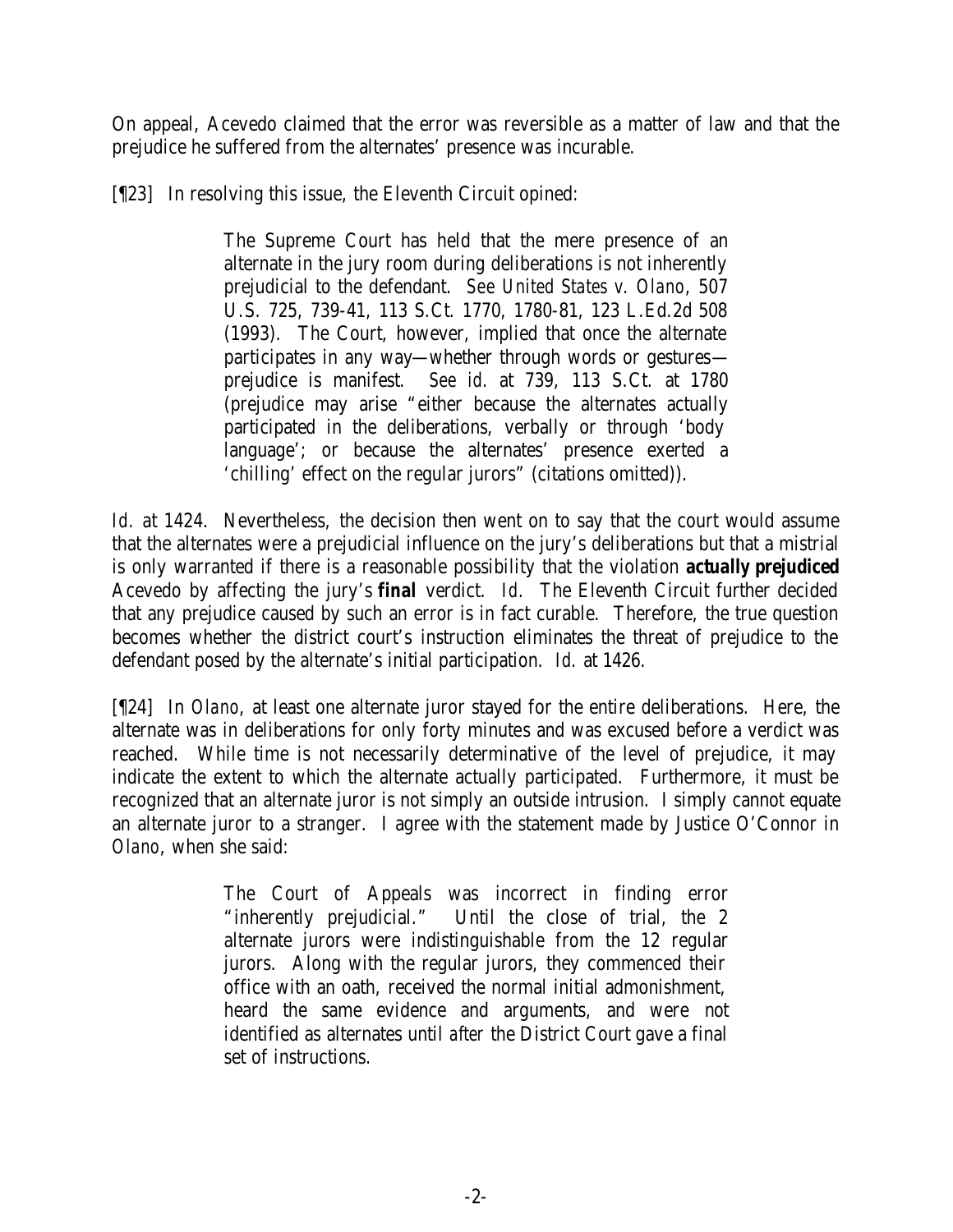On appeal, Acevedo claimed that the error was reversible as a matter of law and that the prejudice he suffered from the alternates' presence was incurable.

[¶23] In resolving this issue, the Eleventh Circuit opined:

> The Supreme Court has held that the mere presence of an alternate in the jury room during deliberations is not inherently prejudicial to the defendant. *See United States v. Olano*, 507 U.S. 725, 739-41, 113 S.Ct. 1770, 1780-81, 123 L.Ed.2d 508 (1993). The Court, however, implied that once the alternate participates in any way—whether through words or gestures—prejudice is manifest. *See id.* at 739, 113 S.Ct. at 1780 (prejudice may arise "either because the alternates actually participated in the deliberations, verbally or through 'body language'; or because the alternates' presence exerted a 'chilling' effect on the regular jurors" (citations omitted)).

*Id.* at 1424. Nevertheless, the decision then went on to say that the court would assume that the alternates were a prejudicial influence on the jury's deliberations but that a mistrial is only warranted if there is a reasonable possibility that the violation ***actually prejudiced*** Acevedo by affecting the jury's ***final*** verdict. *Id.* The Eleventh Circuit further decided that any prejudice caused by such an error is in fact curable. Therefore, the true question becomes whether the district court's instruction eliminates the threat of prejudice to the defendant posed by the alternate's initial participation. *Id.* at 1426.

[¶24] In *Olano*, at least one alternate juror stayed for the entire deliberations. Here, the alternate was in deliberations for only forty minutes and was excused before a verdict was reached. While time is not necessarily determinative of the level of prejudice, it may indicate the extent to which the alternate actually participated. Furthermore, it must be recognized that an alternate juror is not simply an outside intrusion. I simply cannot equate an alternate juror to a stranger. I agree with the statement made by Justice O'Connor in *Olano*, when she said:

> The Court of Appeals was incorrect in finding error "inherently prejudicial." Until the close of trial, the 2 alternate jurors were indistinguishable from the 12 regular jurors. Along with the regular jurors, they commenced their office with an oath, received the normal initial admonishment, heard the same evidence and arguments, and were not identified as alternates until *after* the District Court gave a final set of instructions.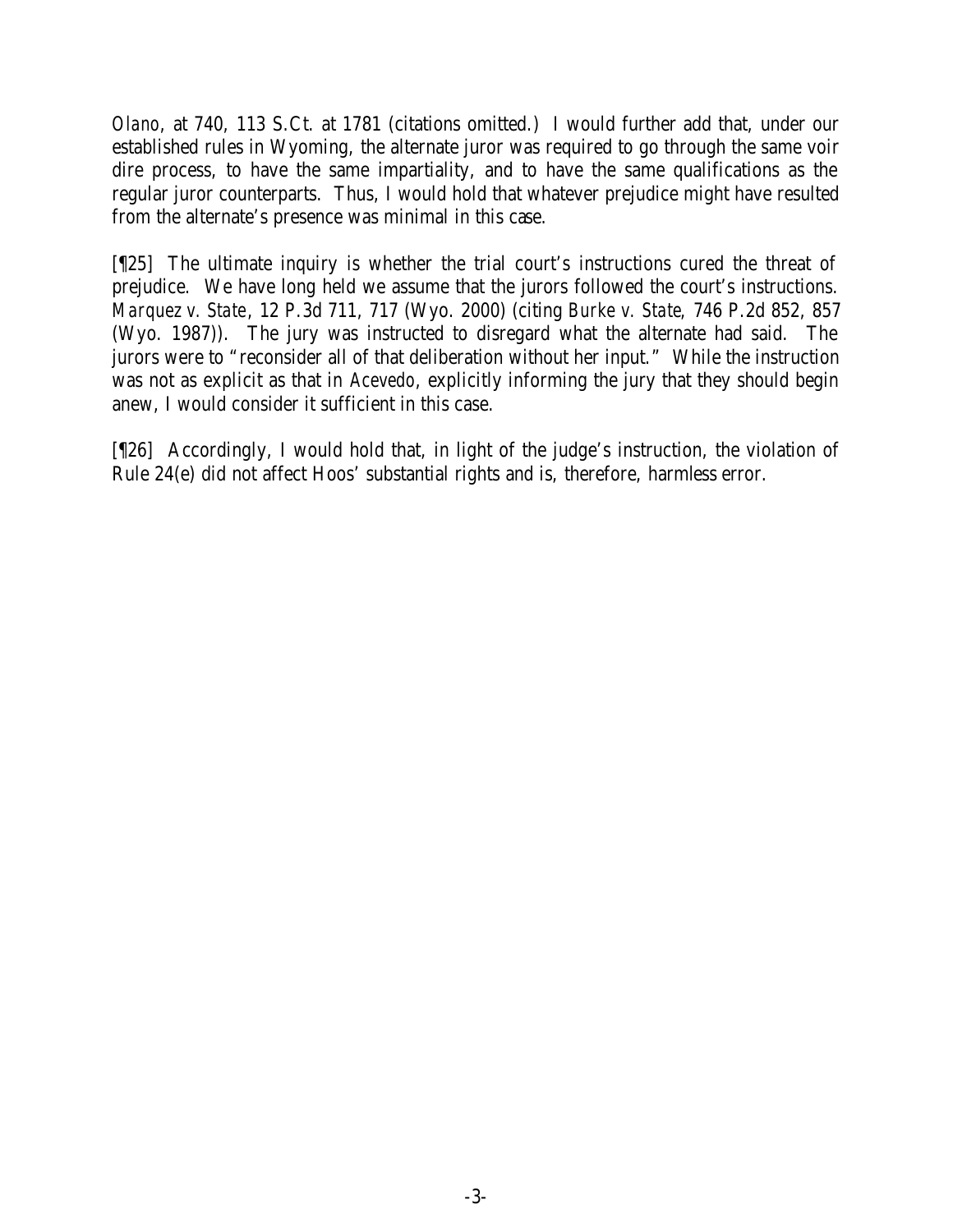*Olano*, at 740, 113 S.Ct. at 1781 (citations omitted.) I would further add that, under our established rules in Wyoming, the alternate juror was required to go through the same voir dire process, to have the same impartiality, and to have the same qualifications as the regular juror counterparts. Thus, I would hold that whatever prejudice might have resulted from the alternate's presence was minimal in this case.

[¶25] The ultimate inquiry is whether the trial court's instructions cured the threat of prejudice. We have long held we assume that the jurors followed the court's instructions. *Marquez v. State*, 12 P.3d 711, 717 (Wyo. 2000) (citing *Burke v. State*, 746 P.2d 852, 857 (Wyo. 1987)). The jury was instructed to disregard what the alternate had said. The jurors were to "reconsider all of that deliberation without her input." While the instruction was not as explicit as that in *Acevedo*, explicitly informing the jury that they should begin anew, I would consider it sufficient in this case.

[¶26] Accordingly, I would hold that, in light of the judge's instruction, the violation of Rule 24(e) did not affect Hoos' substantial rights and is, therefore, harmless error.